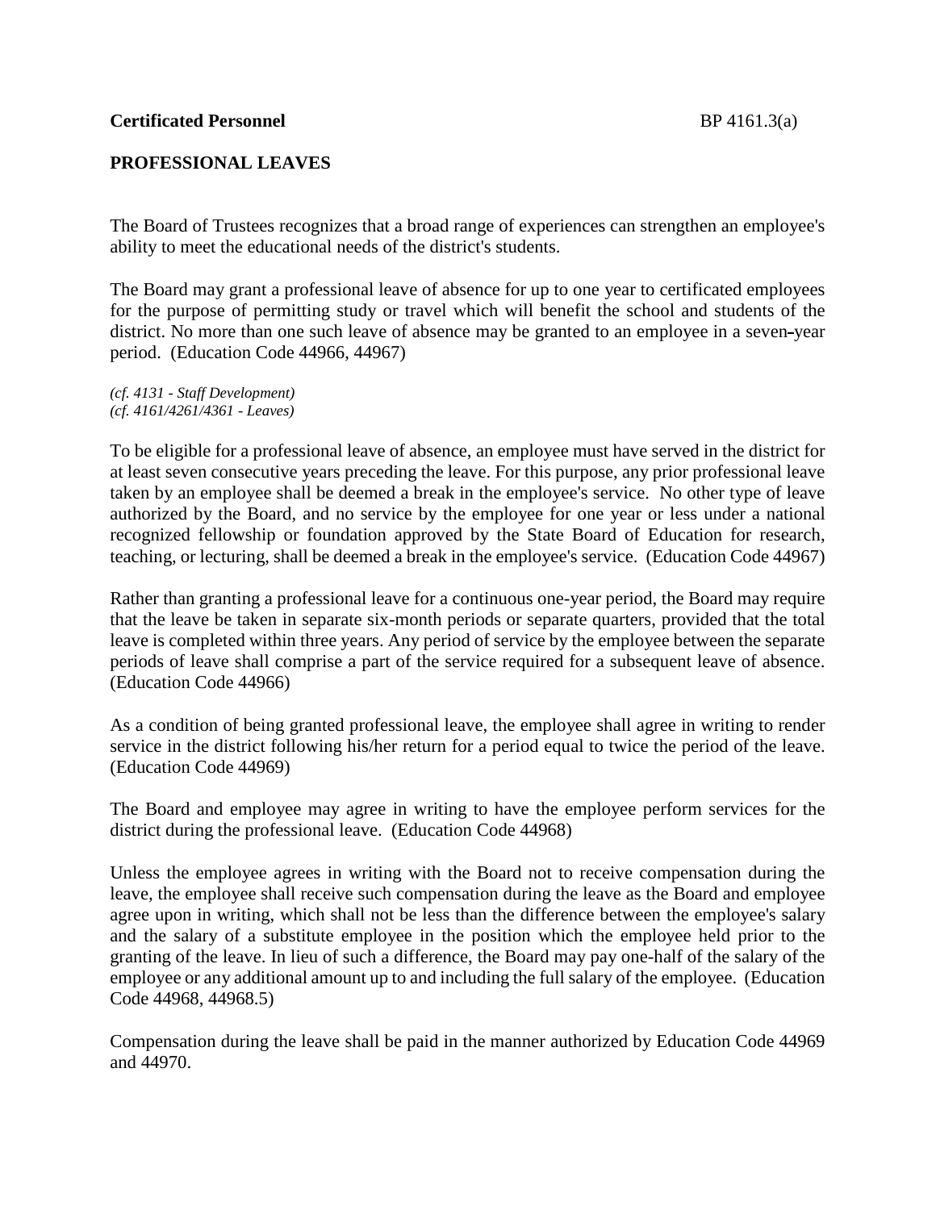**Certificated Personnel** BP 4161.3(a)

**PROFESSIONAL LEAVES**

The Board of Trustees recognizes that a broad range of experiences can strengthen an employee's ability to meet the educational needs of the district's students.

The Board may grant a professional leave of absence for up to one year to certificated employees for the purpose of permitting study or travel which will benefit the school and students of the district. No more than one such leave of absence may be granted to an employee in a seven-year period. (Education Code 44966, 44967)

*(cf. 4131 - Staff Development)*
*(cf. 4161/4261/4361 - Leaves)*

To be eligible for a professional leave of absence, an employee must have served in the district for at least seven consecutive years preceding the leave. For this purpose, any prior professional leave taken by an employee shall be deemed a break in the employee's service. No other type of leave authorized by the Board, and no service by the employee for one year or less under a national recognized fellowship or foundation approved by the State Board of Education for research, teaching, or lecturing, shall be deemed a break in the employee's service. (Education Code 44967)

Rather than granting a professional leave for a continuous one-year period, the Board may require that the leave be taken in separate six-month periods or separate quarters, provided that the total leave is completed within three years. Any period of service by the employee between the separate periods of leave shall comprise a part of the service required for a subsequent leave of absence. (Education Code 44966)

As a condition of being granted professional leave, the employee shall agree in writing to render service in the district following his/her return for a period equal to twice the period of the leave. (Education Code 44969)

The Board and employee may agree in writing to have the employee perform services for the district during the professional leave. (Education Code 44968)

Unless the employee agrees in writing with the Board not to receive compensation during the leave, the employee shall receive such compensation during the leave as the Board and employee agree upon in writing, which shall not be less than the difference between the employee's salary and the salary of a substitute employee in the position which the employee held prior to the granting of the leave. In lieu of such a difference, the Board may pay one-half of the salary of the employee or any additional amount up to and including the full salary of the employee. (Education Code 44968, 44968.5)

Compensation during the leave shall be paid in the manner authorized by Education Code 44969 and 44970.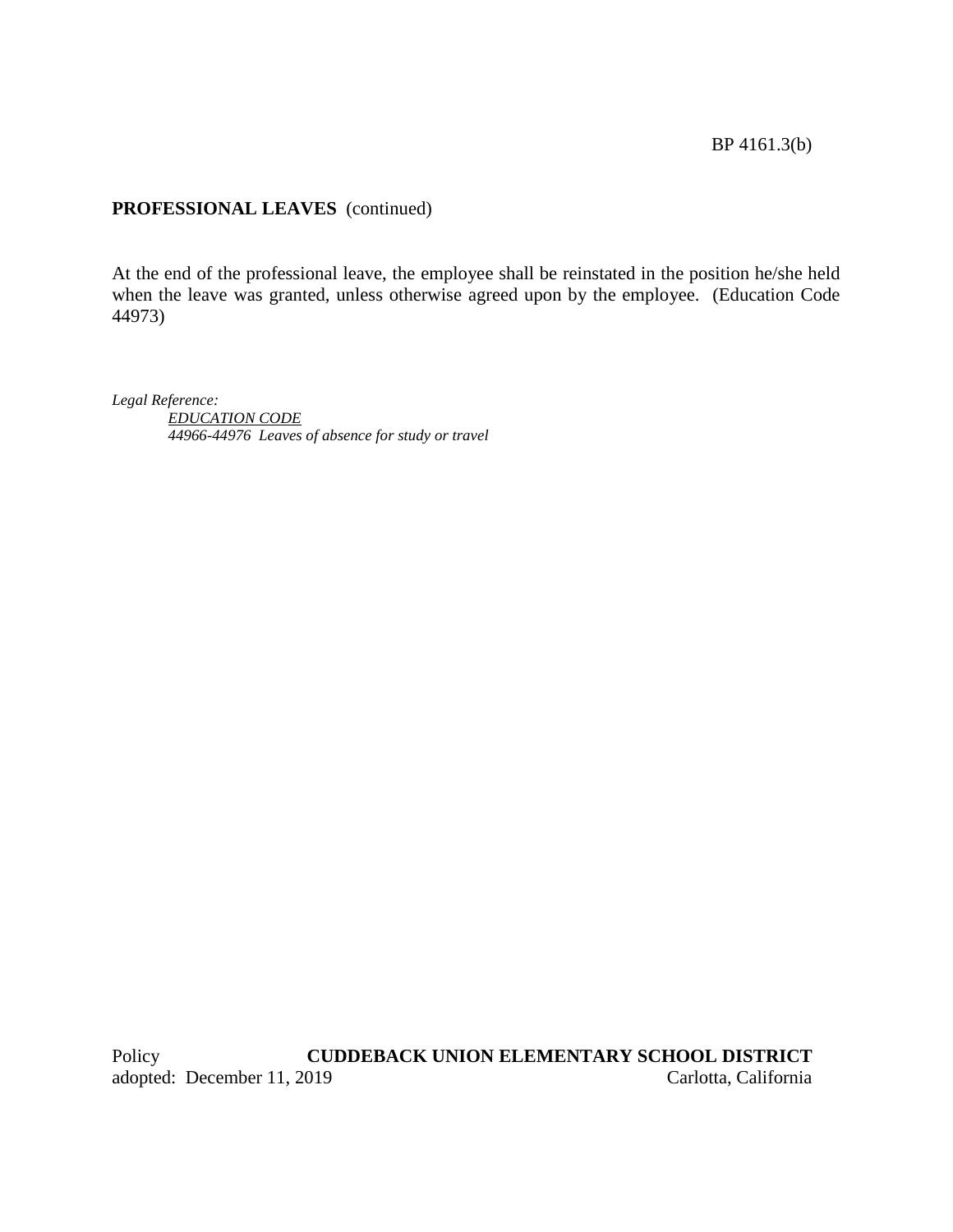**PROFESSIONAL LEAVES** (continued)

At the end of the professional leave, the employee shall be reinstated in the position he/she held when the leave was granted, unless otherwise agreed upon by the employee. (Education Code 44973)

*Legal Reference:*

*EDUCATION CODE*

*44966-44976 Leaves of absence for study or travel*

Policy **CUDDEBACK UNION ELEMENTARY SCHOOL DISTRICT**

adopted: December 11, 2019 Carlotta, California